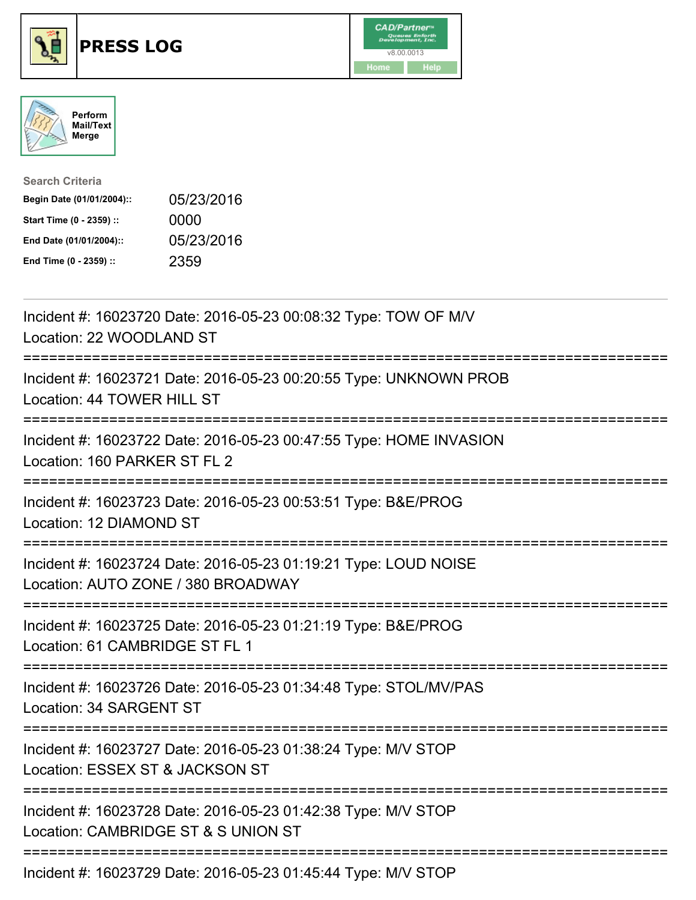# PRESS LOG

Perform Mail/Text Merge

**Search Criteria**

| | |
|---|---|
| **Begin Date (01/01/2004)::** | 05/23/2016 |
| **Start Time (0 - 2359) ::** | 0000 |
| **End Date (01/01/2004)::** | 05/23/2016 |
| **End Time (0 - 2359) ::** | 2359 |

Incident #: 16023720 Date: 2016-05-23 00:08:32 Type: TOW OF M/V
Location: 22 WOODLAND ST

===========================================================================

Incident #: 16023721 Date: 2016-05-23 00:20:55 Type: UNKNOWN PROB
Location: 44 TOWER HILL ST

===========================================================================

Incident #: 16023722 Date: 2016-05-23 00:47:55 Type: HOME INVASION
Location: 160 PARKER ST FL 2

===========================================================================

Incident #: 16023723 Date: 2016-05-23 00:53:51 Type: B&E/PROG
Location: 12 DIAMOND ST

===========================================================================

Incident #: 16023724 Date: 2016-05-23 01:19:21 Type: LOUD NOISE
Location: AUTO ZONE / 380 BROADWAY

===========================================================================

Incident #: 16023725 Date: 2016-05-23 01:21:19 Type: B&E/PROG
Location: 61 CAMBRIDGE ST FL 1

===========================================================================

Incident #: 16023726 Date: 2016-05-23 01:34:48 Type: STOL/MV/PAS
Location: 34 SARGENT ST

===========================================================================

Incident #: 16023727 Date: 2016-05-23 01:38:24 Type: M/V STOP
Location: ESSEX ST & JACKSON ST

===========================================================================

Incident #: 16023728 Date: 2016-05-23 01:42:38 Type: M/V STOP
Location: CAMBRIDGE ST & S UNION ST

===========================================================================

Incident #: 16023729 Date: 2016-05-23 01:45:44 Type: M/V STOP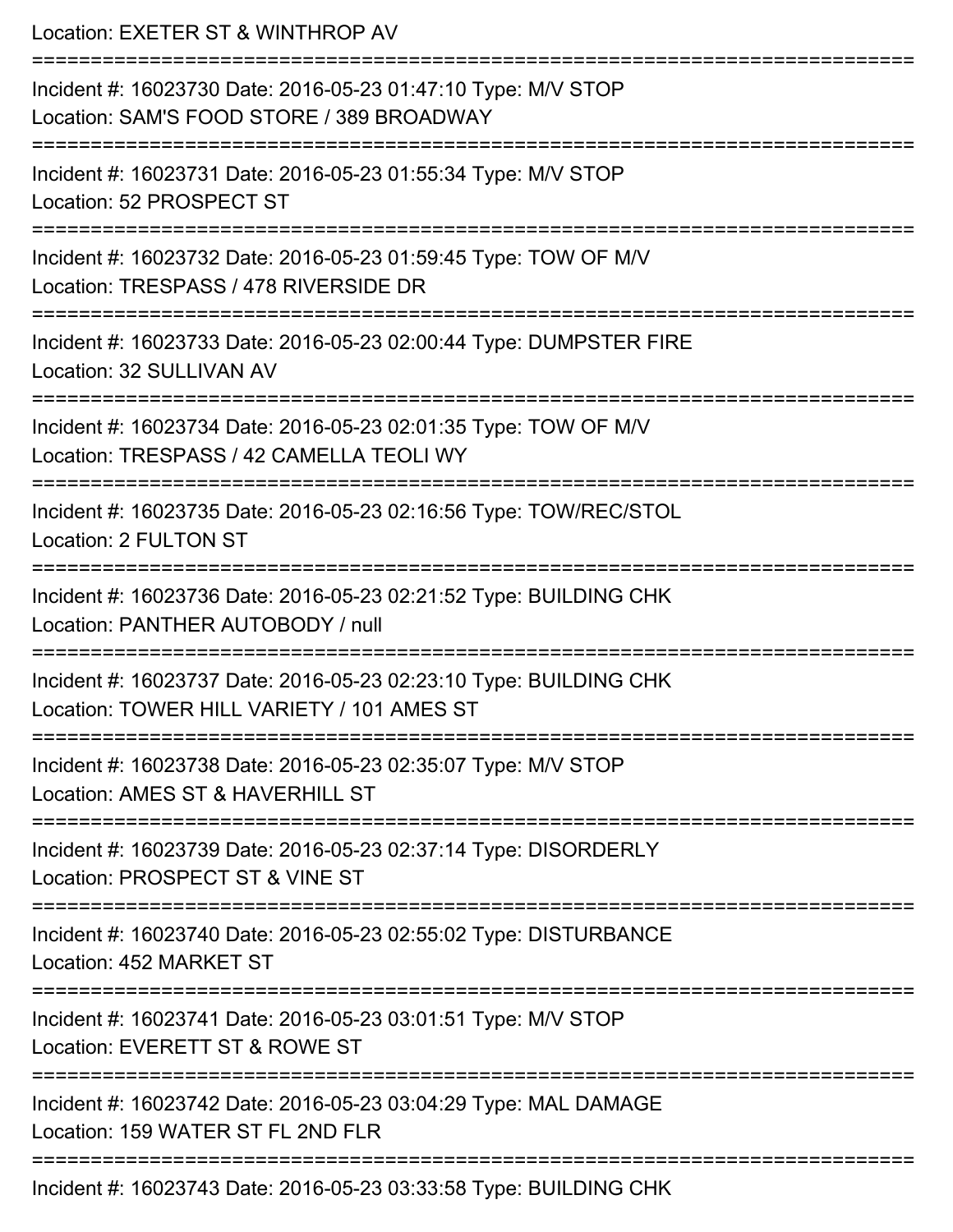Location: EXETER ST & WINTHROP AV

===========================================================================

Incident #: 16023730 Date: 2016-05-23 01:47:10 Type: M/V STOP
Location: SAM'S FOOD STORE / 389 BROADWAY

===========================================================================

Incident #: 16023731 Date: 2016-05-23 01:55:34 Type: M/V STOP
Location: 52 PROSPECT ST

===========================================================================

Incident #: 16023732 Date: 2016-05-23 01:59:45 Type: TOW OF M/V
Location: TRESPASS / 478 RIVERSIDE DR

===========================================================================

Incident #: 16023733 Date: 2016-05-23 02:00:44 Type: DUMPSTER FIRE
Location: 32 SULLIVAN AV

===========================================================================

Incident #: 16023734 Date: 2016-05-23 02:01:35 Type: TOW OF M/V
Location: TRESPASS / 42 CAMELLA TEOLI WY

===========================================================================

Incident #: 16023735 Date: 2016-05-23 02:16:56 Type: TOW/REC/STOL
Location: 2 FULTON ST

===========================================================================

Incident #: 16023736 Date: 2016-05-23 02:21:52 Type: BUILDING CHK
Location: PANTHER AUTOBODY / null

===========================================================================

Incident #: 16023737 Date: 2016-05-23 02:23:10 Type: BUILDING CHK
Location: TOWER HILL VARIETY / 101 AMES ST

===========================================================================

Incident #: 16023738 Date: 2016-05-23 02:35:07 Type: M/V STOP
Location: AMES ST & HAVERHILL ST

===========================================================================

Incident #: 16023739 Date: 2016-05-23 02:37:14 Type: DISORDERLY
Location: PROSPECT ST & VINE ST

===========================================================================

Incident #: 16023740 Date: 2016-05-23 02:55:02 Type: DISTURBANCE
Location: 452 MARKET ST

===========================================================================

Incident #: 16023741 Date: 2016-05-23 03:01:51 Type: M/V STOP
Location: EVERETT ST & ROWE ST

===========================================================================

Incident #: 16023742 Date: 2016-05-23 03:04:29 Type: MAL DAMAGE
Location: 159 WATER ST FL 2ND FLR

===========================================================================

Incident #: 16023743 Date: 2016-05-23 03:33:58 Type: BUILDING CHK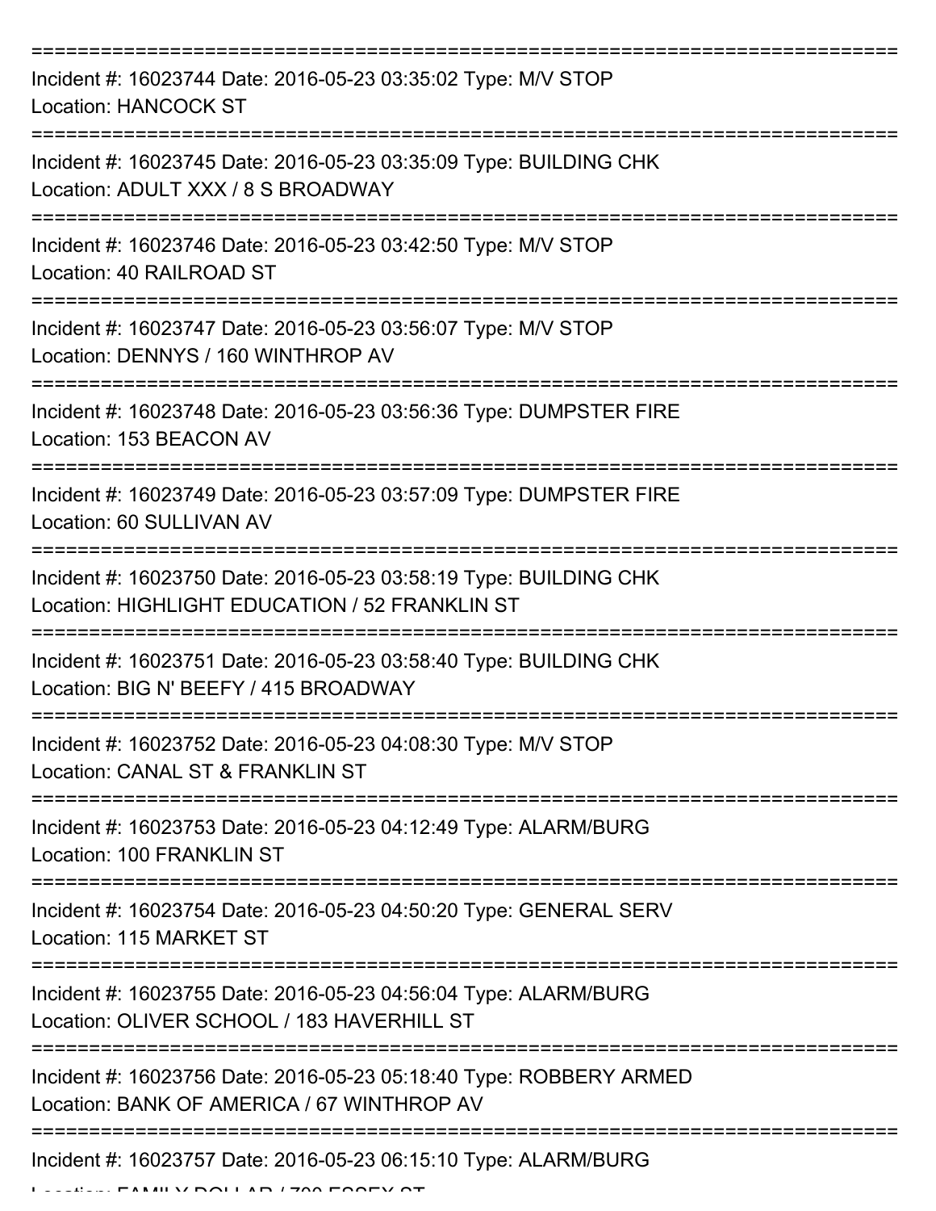===========================================================================

Incident #: 16023744 Date: 2016-05-23 03:35:02 Type: M/V STOP
Location: HANCOCK ST

===========================================================================

Incident #: 16023745 Date: 2016-05-23 03:35:09 Type: BUILDING CHK
Location: ADULT XXX / 8 S BROADWAY

===========================================================================

Incident #: 16023746 Date: 2016-05-23 03:42:50 Type: M/V STOP
Location: 40 RAILROAD ST

===========================================================================

Incident #: 16023747 Date: 2016-05-23 03:56:07 Type: M/V STOP
Location: DENNYS / 160 WINTHROP AV

===========================================================================

Incident #: 16023748 Date: 2016-05-23 03:56:36 Type: DUMPSTER FIRE
Location: 153 BEACON AV

===========================================================================

Incident #: 16023749 Date: 2016-05-23 03:57:09 Type: DUMPSTER FIRE
Location: 60 SULLIVAN AV

===========================================================================

Incident #: 16023750 Date: 2016-05-23 03:58:19 Type: BUILDING CHK
Location: HIGHLIGHT EDUCATION / 52 FRANKLIN ST

===========================================================================

Incident #: 16023751 Date: 2016-05-23 03:58:40 Type: BUILDING CHK
Location: BIG N' BEEFY / 415 BROADWAY

===========================================================================

Incident #: 16023752 Date: 2016-05-23 04:08:30 Type: M/V STOP
Location: CANAL ST & FRANKLIN ST

===========================================================================

Incident #: 16023753 Date: 2016-05-23 04:12:49 Type: ALARM/BURG
Location: 100 FRANKLIN ST

===========================================================================

Incident #: 16023754 Date: 2016-05-23 04:50:20 Type: GENERAL SERV
Location: 115 MARKET ST

===========================================================================

Incident #: 16023755 Date: 2016-05-23 04:56:04 Type: ALARM/BURG
Location: OLIVER SCHOOL / 183 HAVERHILL ST

===========================================================================

Incident #: 16023756 Date: 2016-05-23 05:18:40 Type: ROBBERY ARMED
Location: BANK OF AMERICA / 67 WINTHROP AV

===========================================================================

Incident #: 16023757 Date: 2016-05-23 06:15:10 Type: ALARM/BURG
Location: FAMILY DOLLAR / 700 ESSEX ST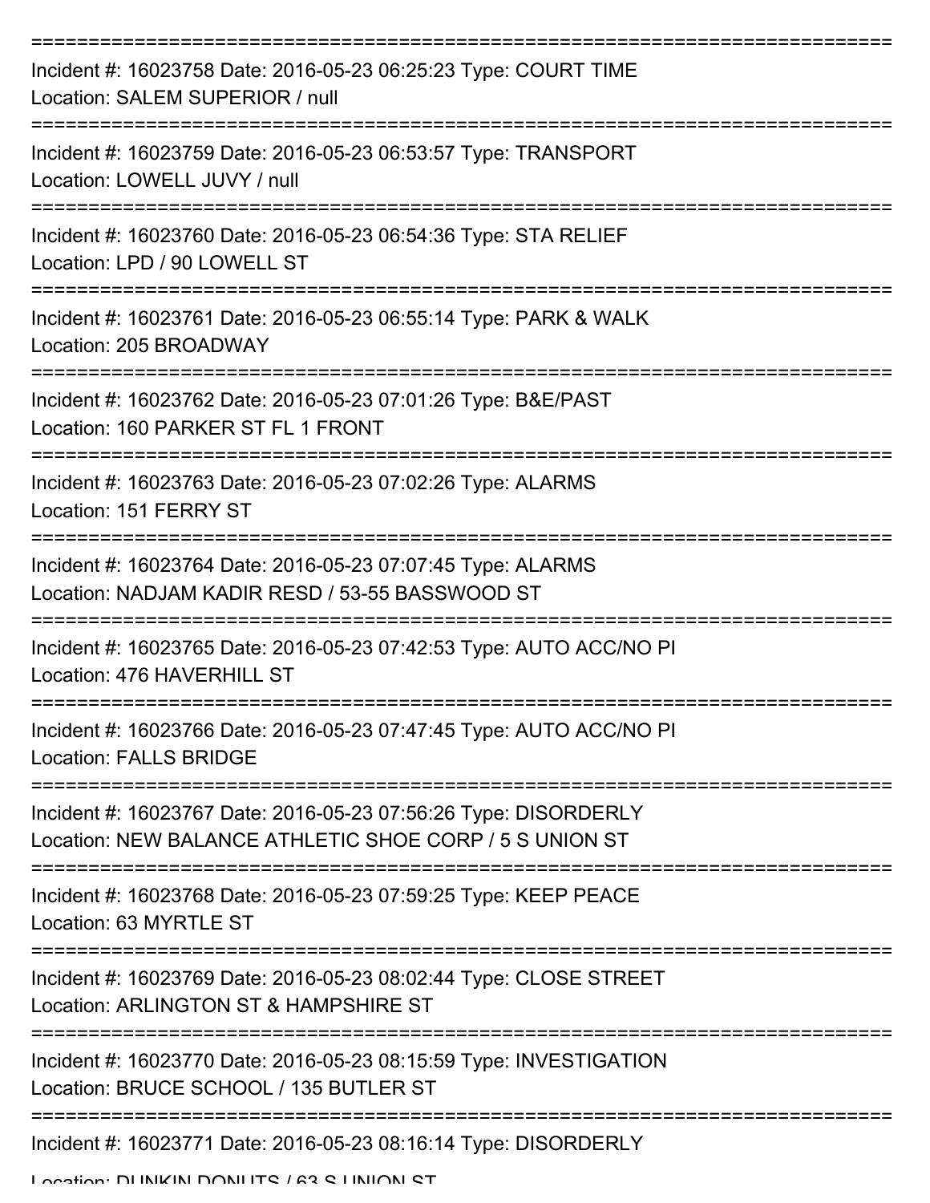===========================================================================

Incident #: 16023758 Date: 2016-05-23 06:25:23 Type: COURT TIME
Location: SALEM SUPERIOR / null

===========================================================================

Incident #: 16023759 Date: 2016-05-23 06:53:57 Type: TRANSPORT
Location: LOWELL JUVY / null

===========================================================================

Incident #: 16023760 Date: 2016-05-23 06:54:36 Type: STA RELIEF
Location: LPD / 90 LOWELL ST

===========================================================================

Incident #: 16023761 Date: 2016-05-23 06:55:14 Type: PARK & WALK
Location: 205 BROADWAY

===========================================================================

Incident #: 16023762 Date: 2016-05-23 07:01:26 Type: B&E/PAST
Location: 160 PARKER ST FL 1 FRONT

===========================================================================

Incident #: 16023763 Date: 2016-05-23 07:02:26 Type: ALARMS
Location: 151 FERRY ST

===========================================================================

Incident #: 16023764 Date: 2016-05-23 07:07:45 Type: ALARMS
Location: NADJAM KADIR RESD / 53-55 BASSWOOD ST

===========================================================================

Incident #: 16023765 Date: 2016-05-23 07:42:53 Type: AUTO ACC/NO PI
Location: 476 HAVERHILL ST

===========================================================================

Incident #: 16023766 Date: 2016-05-23 07:47:45 Type: AUTO ACC/NO PI
Location: FALLS BRIDGE

===========================================================================

Incident #: 16023767 Date: 2016-05-23 07:56:26 Type: DISORDERLY
Location: NEW BALANCE ATHLETIC SHOE CORP / 5 S UNION ST

===========================================================================

Incident #: 16023768 Date: 2016-05-23 07:59:25 Type: KEEP PEACE
Location: 63 MYRTLE ST

===========================================================================

Incident #: 16023769 Date: 2016-05-23 08:02:44 Type: CLOSE STREET
Location: ARLINGTON ST & HAMPSHIRE ST

===========================================================================

Incident #: 16023770 Date: 2016-05-23 08:15:59 Type: INVESTIGATION
Location: BRUCE SCHOOL / 135 BUTLER ST

===========================================================================

Incident #: 16023771 Date: 2016-05-23 08:16:14 Type: DISORDERLY
Location: DUNKIN DONUTS / 63 S UNION ST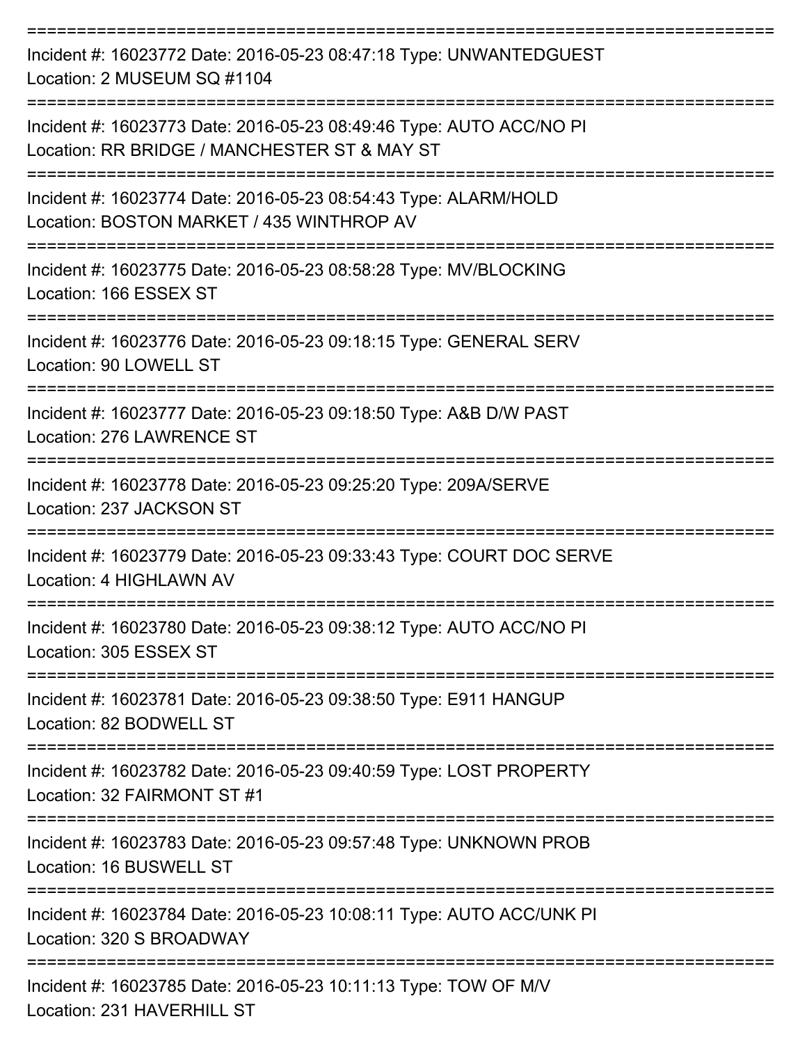===========================================================================

Incident #: 16023772 Date: 2016-05-23 08:47:18 Type: UNWANTEDGUEST

Location: 2 MUSEUM SQ #1104

===========================================================================

Incident #: 16023773 Date: 2016-05-23 08:49:46 Type: AUTO ACC/NO PI

Location: RR BRIDGE / MANCHESTER ST & MAY ST

===========================================================================

Incident #: 16023774 Date: 2016-05-23 08:54:43 Type: ALARM/HOLD

Location: BOSTON MARKET / 435 WINTHROP AV

===========================================================================

Incident #: 16023775 Date: 2016-05-23 08:58:28 Type: MV/BLOCKING

Location: 166 ESSEX ST

===========================================================================

Incident #: 16023776 Date: 2016-05-23 09:18:15 Type: GENERAL SERV

Location: 90 LOWELL ST

===========================================================================

Incident #: 16023777 Date: 2016-05-23 09:18:50 Type: A&B D/W PAST

Location: 276 LAWRENCE ST

===========================================================================

Incident #: 16023778 Date: 2016-05-23 09:25:20 Type: 209A/SERVE

Location: 237 JACKSON ST

===========================================================================

Incident #: 16023779 Date: 2016-05-23 09:33:43 Type: COURT DOC SERVE

Location: 4 HIGHLAWN AV

===========================================================================

Incident #: 16023780 Date: 2016-05-23 09:38:12 Type: AUTO ACC/NO PI

Location: 305 ESSEX ST

===========================================================================

Incident #: 16023781 Date: 2016-05-23 09:38:50 Type: E911 HANGUP

Location: 82 BODWELL ST

===========================================================================

Incident #: 16023782 Date: 2016-05-23 09:40:59 Type: LOST PROPERTY

Location: 32 FAIRMONT ST #1

===========================================================================

Incident #: 16023783 Date: 2016-05-23 09:57:48 Type: UNKNOWN PROB

Location: 16 BUSWELL ST

===========================================================================

Incident #: 16023784 Date: 2016-05-23 10:08:11 Type: AUTO ACC/UNK PI

Location: 320 S BROADWAY

===========================================================================

Incident #: 16023785 Date: 2016-05-23 10:11:13 Type: TOW OF M/V

Location: 231 HAVERHILL ST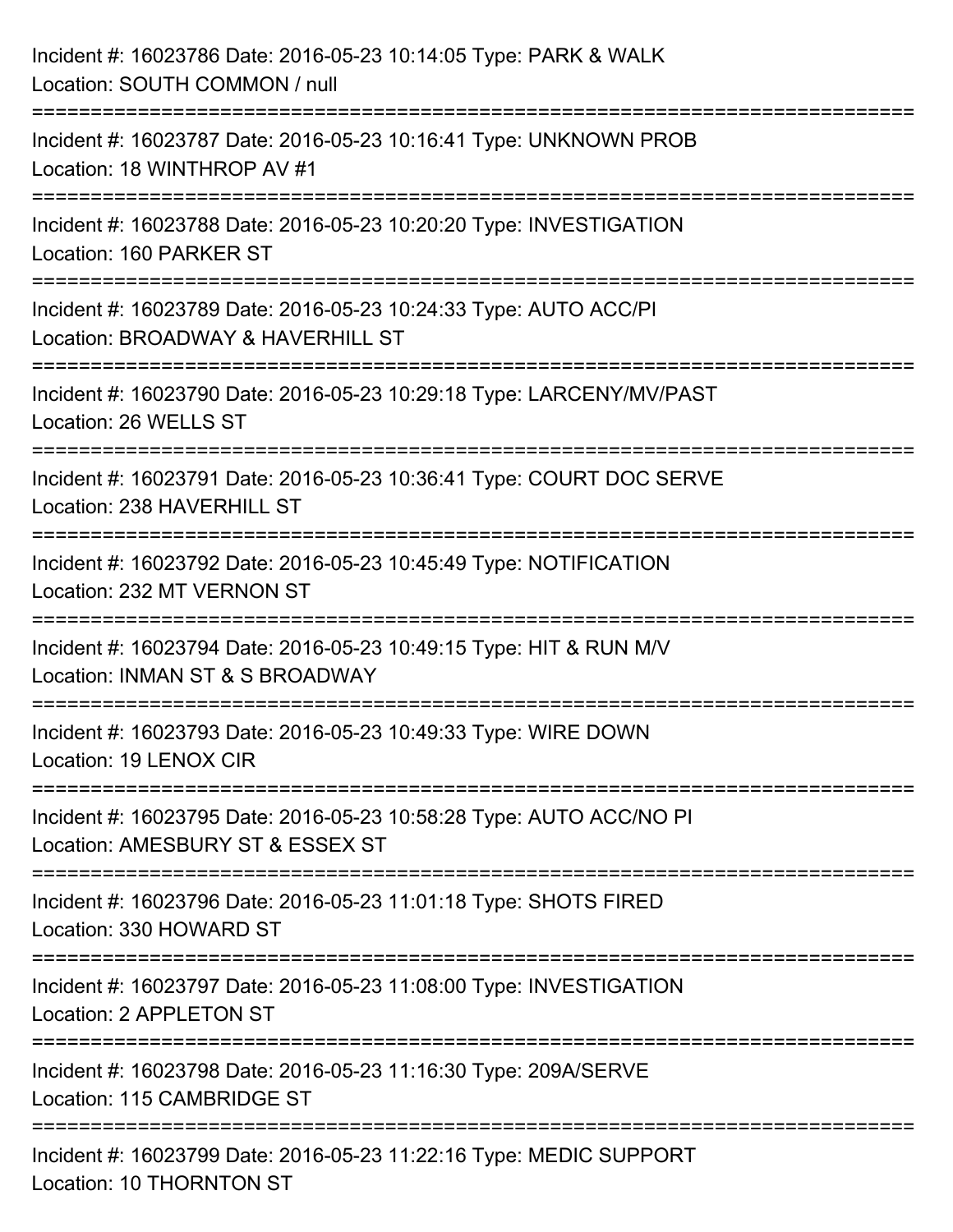Incident #: 16023786 Date: 2016-05-23 10:14:05 Type: PARK & WALK
Location: SOUTH COMMON / null

===========================================================================

Incident #: 16023787 Date: 2016-05-23 10:16:41 Type: UNKNOWN PROB
Location: 18 WINTHROP AV #1

===========================================================================

Incident #: 16023788 Date: 2016-05-23 10:20:20 Type: INVESTIGATION
Location: 160 PARKER ST

===========================================================================

Incident #: 16023789 Date: 2016-05-23 10:24:33 Type: AUTO ACC/PI
Location: BROADWAY & HAVERHILL ST

===========================================================================

Incident #: 16023790 Date: 2016-05-23 10:29:18 Type: LARCENY/MV/PAST
Location: 26 WELLS ST

===========================================================================

Incident #: 16023791 Date: 2016-05-23 10:36:41 Type: COURT DOC SERVE
Location: 238 HAVERHILL ST

===========================================================================

Incident #: 16023792 Date: 2016-05-23 10:45:49 Type: NOTIFICATION
Location: 232 MT VERNON ST

===========================================================================

Incident #: 16023794 Date: 2016-05-23 10:49:15 Type: HIT & RUN M/V
Location: INMAN ST & S BROADWAY

===========================================================================

Incident #: 16023793 Date: 2016-05-23 10:49:33 Type: WIRE DOWN
Location: 19 LENOX CIR

===========================================================================

Incident #: 16023795 Date: 2016-05-23 10:58:28 Type: AUTO ACC/NO PI
Location: AMESBURY ST & ESSEX ST

===========================================================================

Incident #: 16023796 Date: 2016-05-23 11:01:18 Type: SHOTS FIRED
Location: 330 HOWARD ST

===========================================================================

Incident #: 16023797 Date: 2016-05-23 11:08:00 Type: INVESTIGATION
Location: 2 APPLETON ST

===========================================================================

Incident #: 16023798 Date: 2016-05-23 11:16:30 Type: 209A/SERVE
Location: 115 CAMBRIDGE ST

===========================================================================

Incident #: 16023799 Date: 2016-05-23 11:22:16 Type: MEDIC SUPPORT
Location: 10 THORNTON ST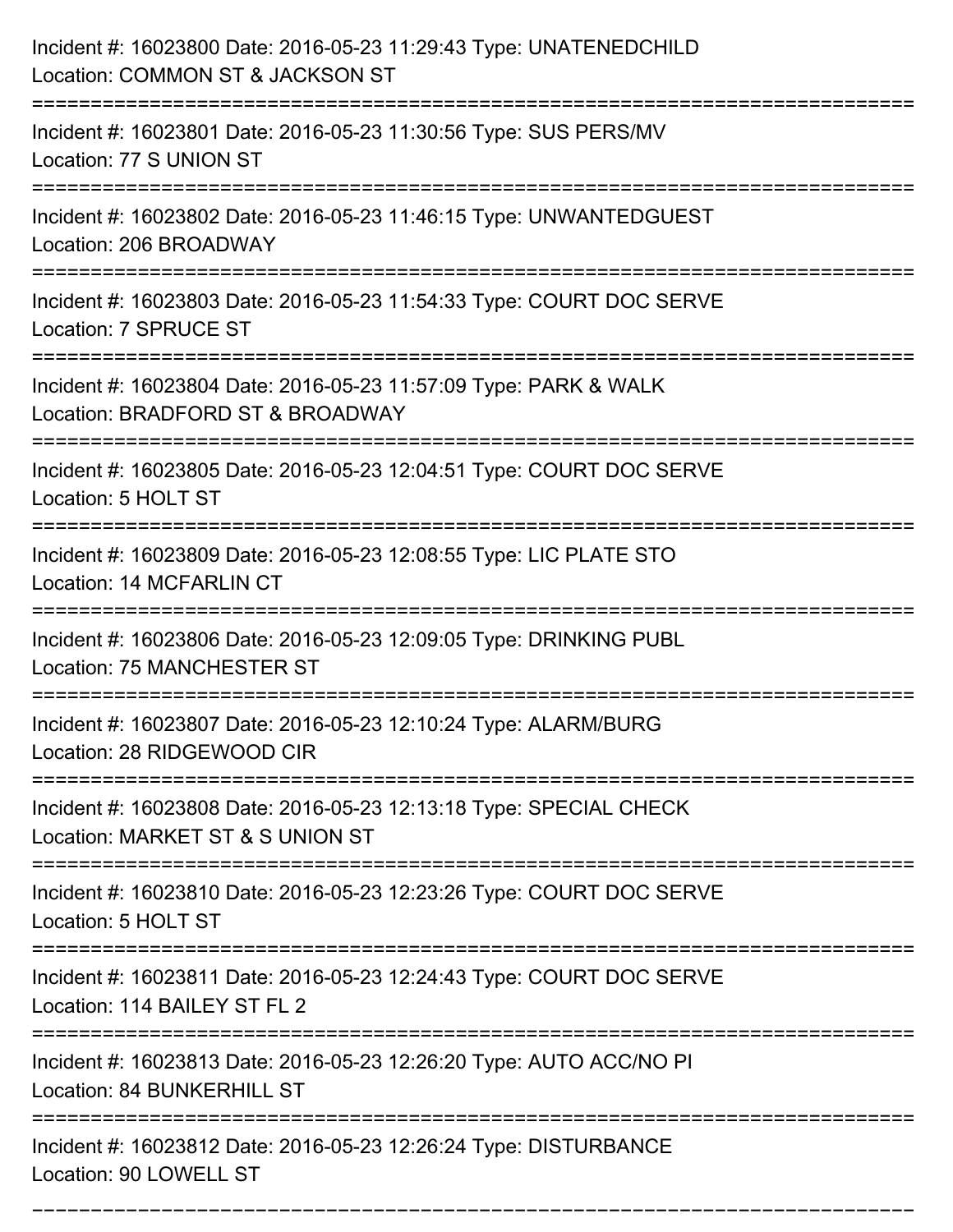Incident #: 16023800 Date: 2016-05-23 11:29:43 Type: UNATENEDCHILD
Location: COMMON ST & JACKSON ST

===========================================================================

Incident #: 16023801 Date: 2016-05-23 11:30:56 Type: SUS PERS/MV
Location: 77 S UNION ST

===========================================================================

Incident #: 16023802 Date: 2016-05-23 11:46:15 Type: UNWANTEDGUEST
Location: 206 BROADWAY

===========================================================================

Incident #: 16023803 Date: 2016-05-23 11:54:33 Type: COURT DOC SERVE
Location: 7 SPRUCE ST

===========================================================================

Incident #: 16023804 Date: 2016-05-23 11:57:09 Type: PARK & WALK
Location: BRADFORD ST & BROADWAY

===========================================================================

Incident #: 16023805 Date: 2016-05-23 12:04:51 Type: COURT DOC SERVE
Location: 5 HOLT ST

===========================================================================

Incident #: 16023809 Date: 2016-05-23 12:08:55 Type: LIC PLATE STO
Location: 14 MCFARLIN CT

===========================================================================

Incident #: 16023806 Date: 2016-05-23 12:09:05 Type: DRINKING PUBL
Location: 75 MANCHESTER ST

===========================================================================

Incident #: 16023807 Date: 2016-05-23 12:10:24 Type: ALARM/BURG
Location: 28 RIDGEWOOD CIR

===========================================================================

Incident #: 16023808 Date: 2016-05-23 12:13:18 Type: SPECIAL CHECK
Location: MARKET ST & S UNION ST

===========================================================================

Incident #: 16023810 Date: 2016-05-23 12:23:26 Type: COURT DOC SERVE
Location: 5 HOLT ST

===========================================================================

Incident #: 16023811 Date: 2016-05-23 12:24:43 Type: COURT DOC SERVE
Location: 114 BAILEY ST FL 2

===========================================================================

Incident #: 16023813 Date: 2016-05-23 12:26:20 Type: AUTO ACC/NO PI
Location: 84 BUNKERHILL ST

===========================================================================

Incident #: 16023812 Date: 2016-05-23 12:26:24 Type: DISTURBANCE
Location: 90 LOWELL ST

===========================================================================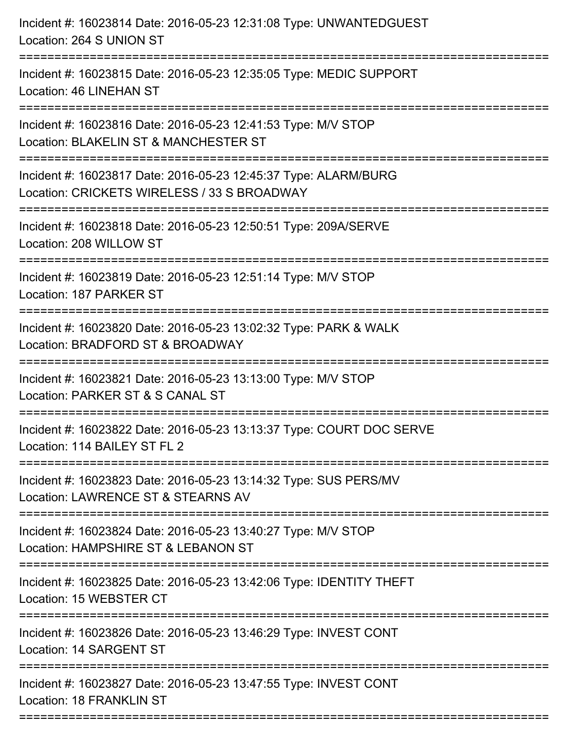Incident #: 16023814 Date: 2016-05-23 12:31:08 Type: UNWANTEDGUEST
Location: 264 S UNION ST

===========================================================================

Incident #: 16023815 Date: 2016-05-23 12:35:05 Type: MEDIC SUPPORT
Location: 46 LINEHAN ST

===========================================================================

Incident #: 16023816 Date: 2016-05-23 12:41:53 Type: M/V STOP
Location: BLAKELIN ST & MANCHESTER ST

===========================================================================

Incident #: 16023817 Date: 2016-05-23 12:45:37 Type: ALARM/BURG
Location: CRICKETS WIRELESS / 33 S BROADWAY

===========================================================================

Incident #: 16023818 Date: 2016-05-23 12:50:51 Type: 209A/SERVE
Location: 208 WILLOW ST

===========================================================================

Incident #: 16023819 Date: 2016-05-23 12:51:14 Type: M/V STOP
Location: 187 PARKER ST

===========================================================================

Incident #: 16023820 Date: 2016-05-23 13:02:32 Type: PARK & WALK
Location: BRADFORD ST & BROADWAY

===========================================================================

Incident #: 16023821 Date: 2016-05-23 13:13:00 Type: M/V STOP
Location: PARKER ST & S CANAL ST

===========================================================================

Incident #: 16023822 Date: 2016-05-23 13:13:37 Type: COURT DOC SERVE
Location: 114 BAILEY ST FL 2

===========================================================================

Incident #: 16023823 Date: 2016-05-23 13:14:32 Type: SUS PERS/MV
Location: LAWRENCE ST & STEARNS AV

===========================================================================

Incident #: 16023824 Date: 2016-05-23 13:40:27 Type: M/V STOP
Location: HAMPSHIRE ST & LEBANON ST

===========================================================================

Incident #: 16023825 Date: 2016-05-23 13:42:06 Type: IDENTITY THEFT
Location: 15 WEBSTER CT

===========================================================================

Incident #: 16023826 Date: 2016-05-23 13:46:29 Type: INVEST CONT
Location: 14 SARGENT ST

===========================================================================

Incident #: 16023827 Date: 2016-05-23 13:47:55 Type: INVEST CONT
Location: 18 FRANKLIN ST

===========================================================================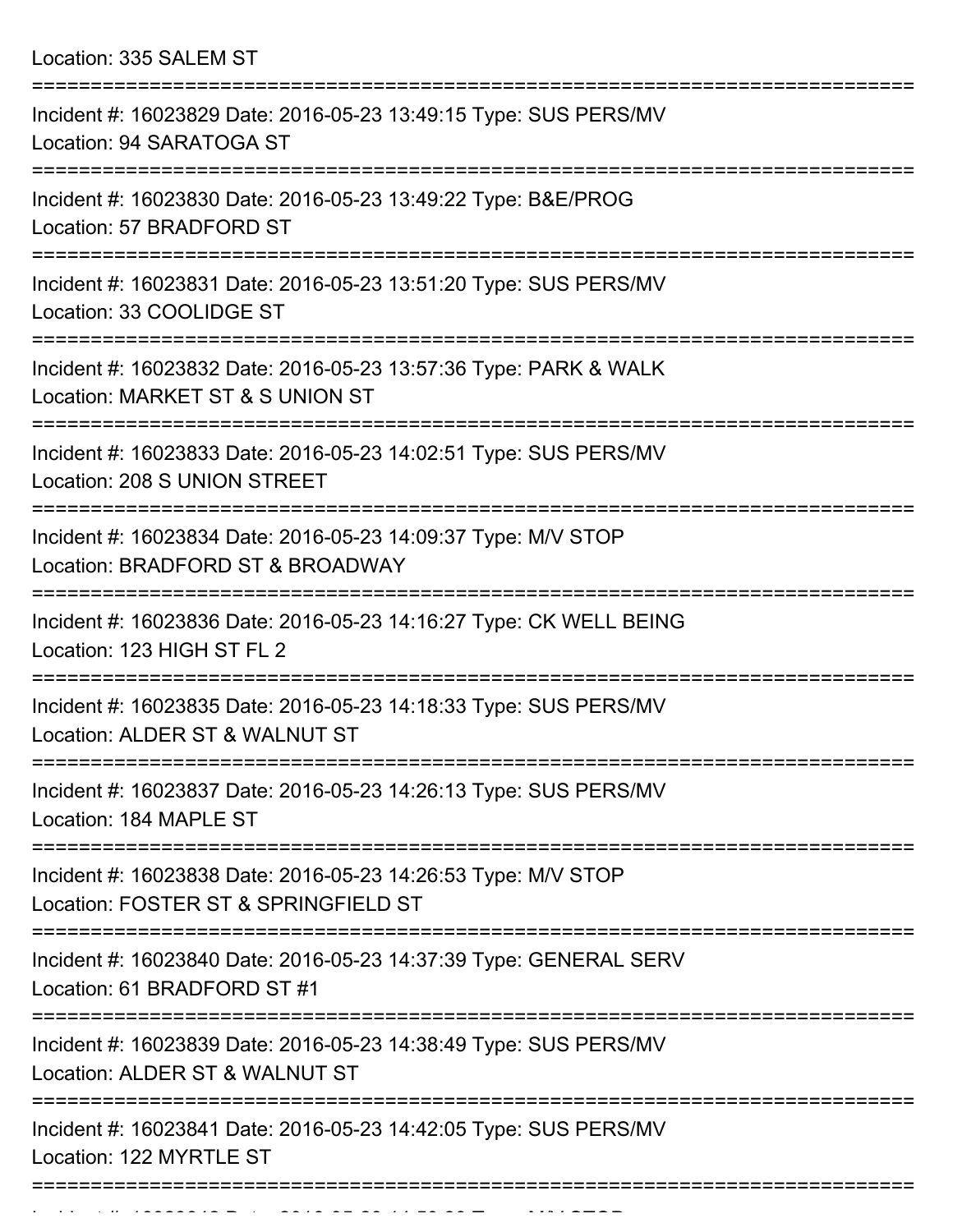Location: 335 SALEM ST

===========================================================================

Incident #: 16023829 Date: 2016-05-23 13:49:15 Type: SUS PERS/MV
Location: 94 SARATOGA ST

===========================================================================

Incident #: 16023830 Date: 2016-05-23 13:49:22 Type: B&E/PROG
Location: 57 BRADFORD ST

===========================================================================

Incident #: 16023831 Date: 2016-05-23 13:51:20 Type: SUS PERS/MV
Location: 33 COOLIDGE ST

===========================================================================

Incident #: 16023832 Date: 2016-05-23 13:57:36 Type: PARK & WALK
Location: MARKET ST & S UNION ST

===========================================================================

Incident #: 16023833 Date: 2016-05-23 14:02:51 Type: SUS PERS/MV
Location: 208 S UNION STREET

===========================================================================

Incident #: 16023834 Date: 2016-05-23 14:09:37 Type: M/V STOP
Location: BRADFORD ST & BROADWAY

===========================================================================

Incident #: 16023836 Date: 2016-05-23 14:16:27 Type: CK WELL BEING
Location: 123 HIGH ST FL 2

===========================================================================

Incident #: 16023835 Date: 2016-05-23 14:18:33 Type: SUS PERS/MV
Location: ALDER ST & WALNUT ST

===========================================================================

Incident #: 16023837 Date: 2016-05-23 14:26:13 Type: SUS PERS/MV
Location: 184 MAPLE ST

===========================================================================

Incident #: 16023838 Date: 2016-05-23 14:26:53 Type: M/V STOP
Location: FOSTER ST & SPRINGFIELD ST

===========================================================================

Incident #: 16023840 Date: 2016-05-23 14:37:39 Type: GENERAL SERV
Location: 61 BRADFORD ST #1

===========================================================================

Incident #: 16023839 Date: 2016-05-23 14:38:49 Type: SUS PERS/MV
Location: ALDER ST & WALNUT ST

===========================================================================

Incident #: 16023841 Date: 2016-05-23 14:42:05 Type: SUS PERS/MV
Location: 122 MYRTLE ST

===========================================================================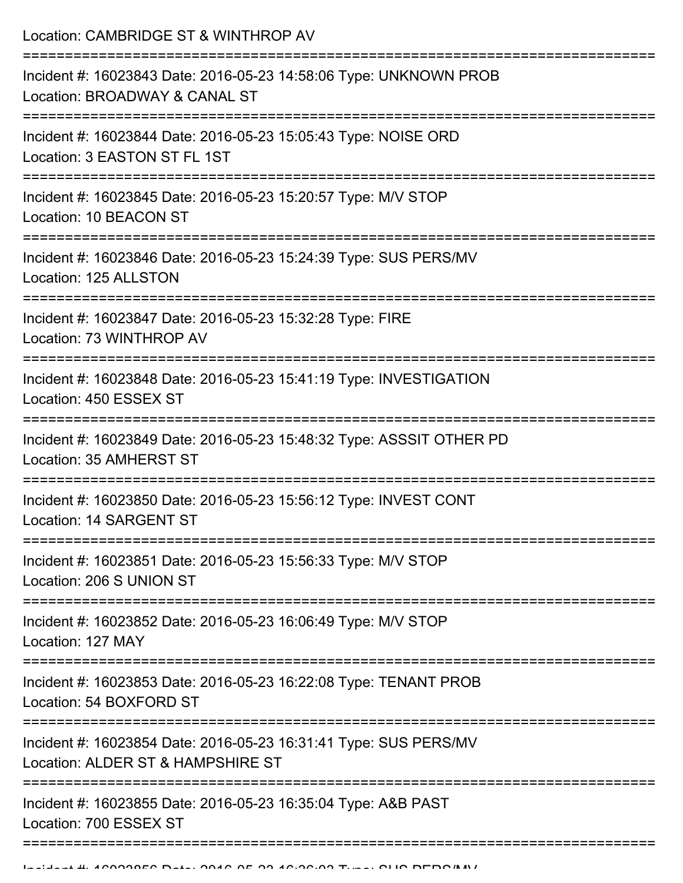Location: CAMBRIDGE ST & WINTHROP AV

===========================================================================

Incident #: 16023843 Date: 2016-05-23 14:58:06 Type: UNKNOWN PROB
Location: BROADWAY & CANAL ST

===========================================================================

Incident #: 16023844 Date: 2016-05-23 15:05:43 Type: NOISE ORD
Location: 3 EASTON ST FL 1ST

===========================================================================

Incident #: 16023845 Date: 2016-05-23 15:20:57 Type: M/V STOP
Location: 10 BEACON ST

===========================================================================

Incident #: 16023846 Date: 2016-05-23 15:24:39 Type: SUS PERS/MV
Location: 125 ALLSTON

===========================================================================

Incident #: 16023847 Date: 2016-05-23 15:32:28 Type: FIRE
Location: 73 WINTHROP AV

===========================================================================

Incident #: 16023848 Date: 2016-05-23 15:41:19 Type: INVESTIGATION
Location: 450 ESSEX ST

===========================================================================

Incident #: 16023849 Date: 2016-05-23 15:48:32 Type: ASSSIT OTHER PD
Location: 35 AMHERST ST

===========================================================================

Incident #: 16023850 Date: 2016-05-23 15:56:12 Type: INVEST CONT
Location: 14 SARGENT ST

===========================================================================

Incident #: 16023851 Date: 2016-05-23 15:56:33 Type: M/V STOP
Location: 206 S UNION ST

===========================================================================

Incident #: 16023852 Date: 2016-05-23 16:06:49 Type: M/V STOP
Location: 127 MAY

===========================================================================

Incident #: 16023853 Date: 2016-05-23 16:22:08 Type: TENANT PROB
Location: 54 BOXFORD ST

===========================================================================

Incident #: 16023854 Date: 2016-05-23 16:31:41 Type: SUS PERS/MV
Location: ALDER ST & HAMPSHIRE ST

===========================================================================

Incident #: 16023855 Date: 2016-05-23 16:35:04 Type: A&B PAST
Location: 700 ESSEX ST

===========================================================================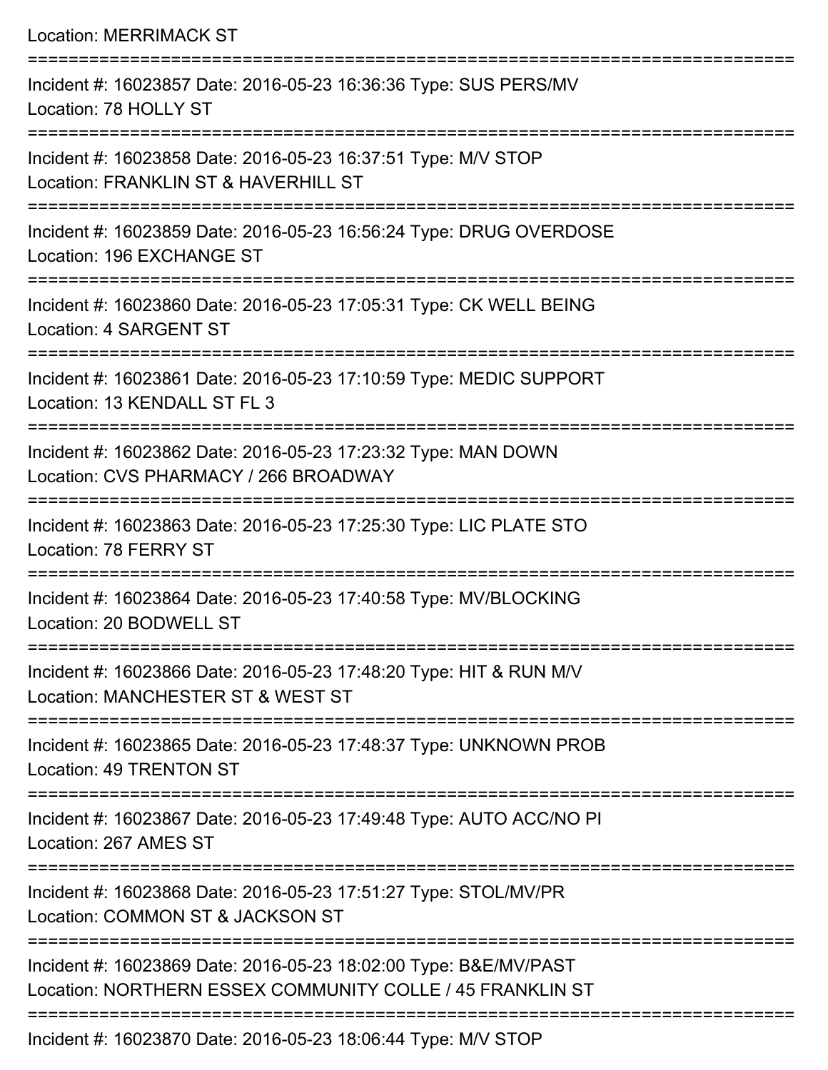Location: MERRIMACK ST

===========================================================================

Incident #: 16023857 Date: 2016-05-23 16:36:36 Type: SUS PERS/MV
Location: 78 HOLLY ST

===========================================================================

Incident #: 16023858 Date: 2016-05-23 16:37:51 Type: M/V STOP
Location: FRANKLIN ST & HAVERHILL ST

===========================================================================

Incident #: 16023859 Date: 2016-05-23 16:56:24 Type: DRUG OVERDOSE
Location: 196 EXCHANGE ST

===========================================================================

Incident #: 16023860 Date: 2016-05-23 17:05:31 Type: CK WELL BEING
Location: 4 SARGENT ST

===========================================================================

Incident #: 16023861 Date: 2016-05-23 17:10:59 Type: MEDIC SUPPORT
Location: 13 KENDALL ST FL 3

===========================================================================

Incident #: 16023862 Date: 2016-05-23 17:23:32 Type: MAN DOWN
Location: CVS PHARMACY / 266 BROADWAY

===========================================================================

Incident #: 16023863 Date: 2016-05-23 17:25:30 Type: LIC PLATE STO
Location: 78 FERRY ST

===========================================================================

Incident #: 16023864 Date: 2016-05-23 17:40:58 Type: MV/BLOCKING
Location: 20 BODWELL ST

===========================================================================

Incident #: 16023866 Date: 2016-05-23 17:48:20 Type: HIT & RUN M/V
Location: MANCHESTER ST & WEST ST

===========================================================================

Incident #: 16023865 Date: 2016-05-23 17:48:37 Type: UNKNOWN PROB
Location: 49 TRENTON ST

===========================================================================

Incident #: 16023867 Date: 2016-05-23 17:49:48 Type: AUTO ACC/NO PI
Location: 267 AMES ST

===========================================================================

Incident #: 16023868 Date: 2016-05-23 17:51:27 Type: STOL/MV/PR
Location: COMMON ST & JACKSON ST

===========================================================================

Incident #: 16023869 Date: 2016-05-23 18:02:00 Type: B&E/MV/PAST
Location: NORTHERN ESSEX COMMUNITY COLLE / 45 FRANKLIN ST

===========================================================================

Incident #: 16023870 Date: 2016-05-23 18:06:44 Type: M/V STOP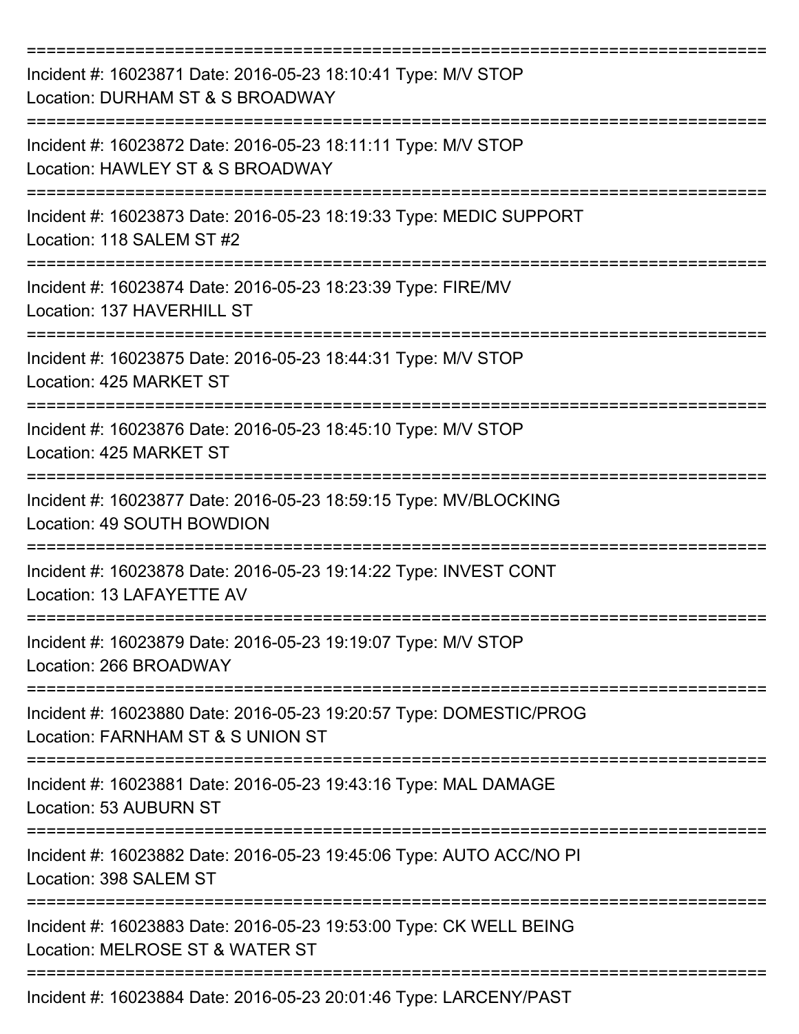===========================================================================
Incident #: 16023871 Date: 2016-05-23 18:10:41 Type: M/V STOP
Location: DURHAM ST & S BROADWAY
===========================================================================
Incident #: 16023872 Date: 2016-05-23 18:11:11 Type: M/V STOP
Location: HAWLEY ST & S BROADWAY
===========================================================================
Incident #: 16023873 Date: 2016-05-23 18:19:33 Type: MEDIC SUPPORT
Location: 118 SALEM ST #2
===========================================================================
Incident #: 16023874 Date: 2016-05-23 18:23:39 Type: FIRE/MV
Location: 137 HAVERHILL ST
===========================================================================
Incident #: 16023875 Date: 2016-05-23 18:44:31 Type: M/V STOP
Location: 425 MARKET ST
===========================================================================
Incident #: 16023876 Date: 2016-05-23 18:45:10 Type: M/V STOP
Location: 425 MARKET ST
===========================================================================
Incident #: 16023877 Date: 2016-05-23 18:59:15 Type: MV/BLOCKING
Location: 49 SOUTH BOWDION
===========================================================================
Incident #: 16023878 Date: 2016-05-23 19:14:22 Type: INVEST CONT
Location: 13 LAFAYETTE AV
===========================================================================
Incident #: 16023879 Date: 2016-05-23 19:19:07 Type: M/V STOP
Location: 266 BROADWAY
===========================================================================
Incident #: 16023880 Date: 2016-05-23 19:20:57 Type: DOMESTIC/PROG
Location: FARNHAM ST & S UNION ST
===========================================================================
Incident #: 16023881 Date: 2016-05-23 19:43:16 Type: MAL DAMAGE
Location: 53 AUBURN ST
===========================================================================
Incident #: 16023882 Date: 2016-05-23 19:45:06 Type: AUTO ACC/NO PI
Location: 398 SALEM ST
===========================================================================
Incident #: 16023883 Date: 2016-05-23 19:53:00 Type: CK WELL BEING
Location: MELROSE ST & WATER ST
===========================================================================
Incident #: 16023884 Date: 2016-05-23 20:01:46 Type: LARCENY/PAST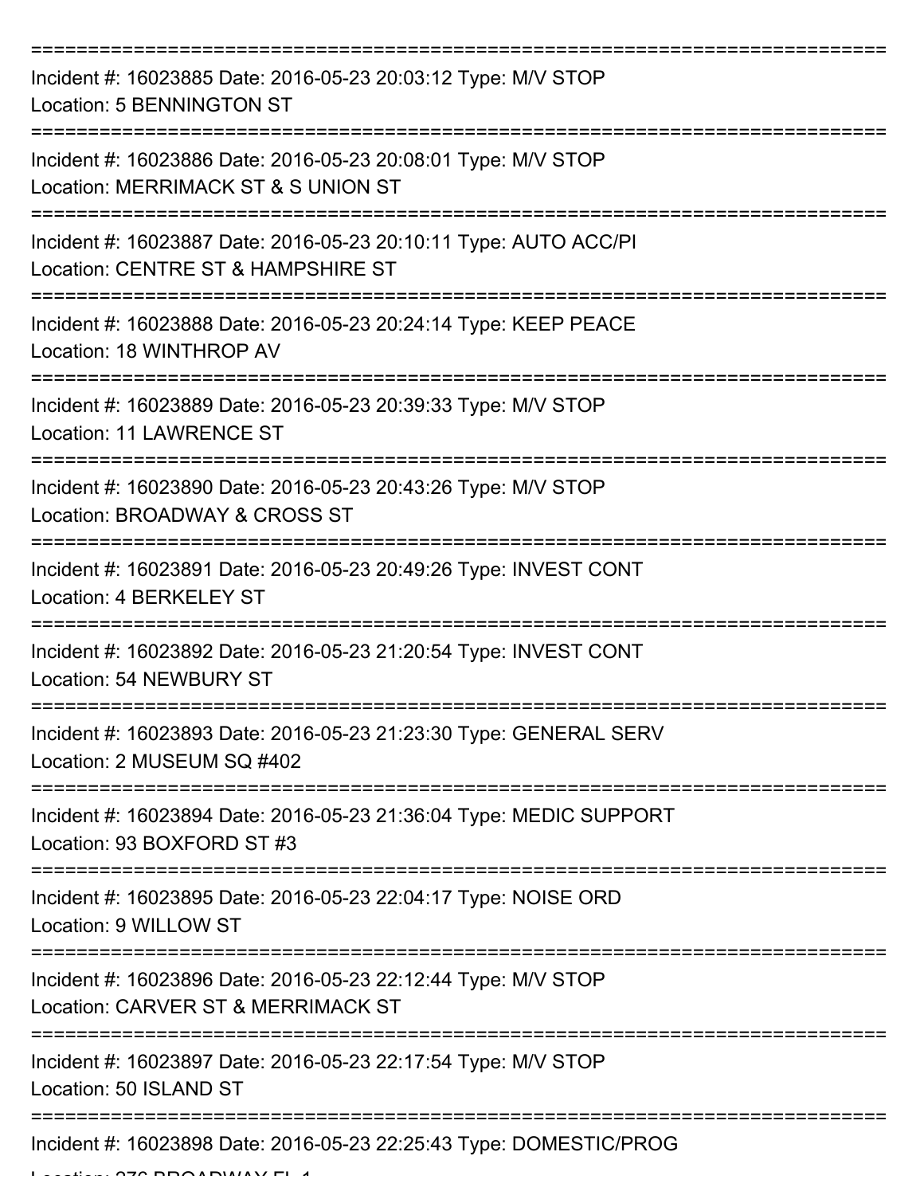===========================================================================
Incident #: 16023885 Date: 2016-05-23 20:03:12 Type: M/V STOP
Location: 5 BENNINGTON ST
===========================================================================
Incident #: 16023886 Date: 2016-05-23 20:08:01 Type: M/V STOP
Location: MERRIMACK ST & S UNION ST
===========================================================================
Incident #: 16023887 Date: 2016-05-23 20:10:11 Type: AUTO ACC/PI
Location: CENTRE ST & HAMPSHIRE ST
===========================================================================
Incident #: 16023888 Date: 2016-05-23 20:24:14 Type: KEEP PEACE
Location: 18 WINTHROP AV
===========================================================================
Incident #: 16023889 Date: 2016-05-23 20:39:33 Type: M/V STOP
Location: 11 LAWRENCE ST
===========================================================================
Incident #: 16023890 Date: 2016-05-23 20:43:26 Type: M/V STOP
Location: BROADWAY & CROSS ST
===========================================================================
Incident #: 16023891 Date: 2016-05-23 20:49:26 Type: INVEST CONT
Location: 4 BERKELEY ST
===========================================================================
Incident #: 16023892 Date: 2016-05-23 21:20:54 Type: INVEST CONT
Location: 54 NEWBURY ST
===========================================================================
Incident #: 16023893 Date: 2016-05-23 21:23:30 Type: GENERAL SERV
Location: 2 MUSEUM SQ #402
===========================================================================
Incident #: 16023894 Date: 2016-05-23 21:36:04 Type: MEDIC SUPPORT
Location: 93 BOXFORD ST #3
===========================================================================
Incident #: 16023895 Date: 2016-05-23 22:04:17 Type: NOISE ORD
Location: 9 WILLOW ST
===========================================================================
Incident #: 16023896 Date: 2016-05-23 22:12:44 Type: M/V STOP
Location: CARVER ST & MERRIMACK ST
===========================================================================
Incident #: 16023897 Date: 2016-05-23 22:17:54 Type: M/V STOP
Location: 50 ISLAND ST
===========================================================================
Incident #: 16023898 Date: 2016-05-23 22:25:43 Type: DOMESTIC/PROG
Location: 276 BROADWAY FL 1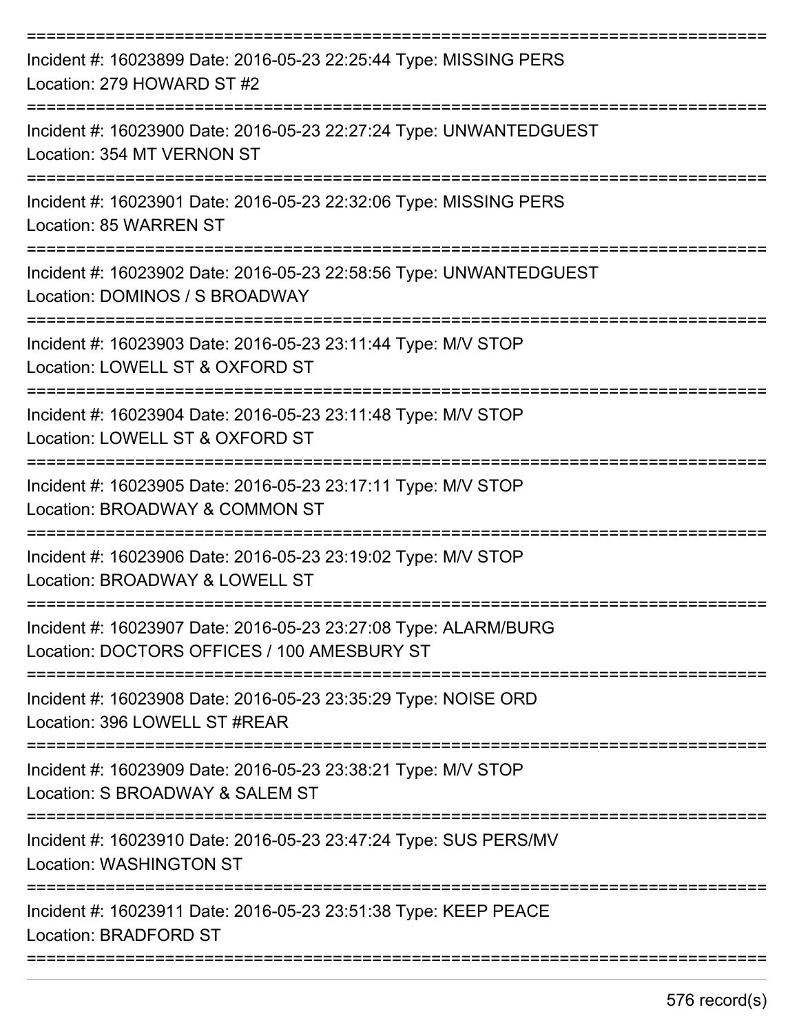Incident #: 16023899 Date: 2016-05-23 22:25:44 Type: MISSING PERS
Location: 279 HOWARD ST #2

---

Incident #: 16023900 Date: 2016-05-23 22:27:24 Type: UNWANTEDGUEST
Location: 354 MT VERNON ST

---

Incident #: 16023901 Date: 2016-05-23 22:32:06 Type: MISSING PERS
Location: 85 WARREN ST

---

Incident #: 16023902 Date: 2016-05-23 22:58:56 Type: UNWANTEDGUEST
Location: DOMINOS / S BROADWAY

---

Incident #: 16023903 Date: 2016-05-23 23:11:44 Type: M/V STOP
Location: LOWELL ST & OXFORD ST

---

Incident #: 16023904 Date: 2016-05-23 23:11:48 Type: M/V STOP
Location: LOWELL ST & OXFORD ST

---

Incident #: 16023905 Date: 2016-05-23 23:17:11 Type: M/V STOP
Location: BROADWAY & COMMON ST

---

Incident #: 16023906 Date: 2016-05-23 23:19:02 Type: M/V STOP
Location: BROADWAY & LOWELL ST

---

Incident #: 16023907 Date: 2016-05-23 23:27:08 Type: ALARM/BURG
Location: DOCTORS OFFICES / 100 AMESBURY ST

---

Incident #: 16023908 Date: 2016-05-23 23:35:29 Type: NOISE ORD
Location: 396 LOWELL ST #REAR

---

Incident #: 16023909 Date: 2016-05-23 23:38:21 Type: M/V STOP
Location: S BROADWAY & SALEM ST

---

Incident #: 16023910 Date: 2016-05-23 23:47:24 Type: SUS PERS/MV
Location: WASHINGTON ST

---

Incident #: 16023911 Date: 2016-05-23 23:51:38 Type: KEEP PEACE
Location: BRADFORD ST

---

576 record(s)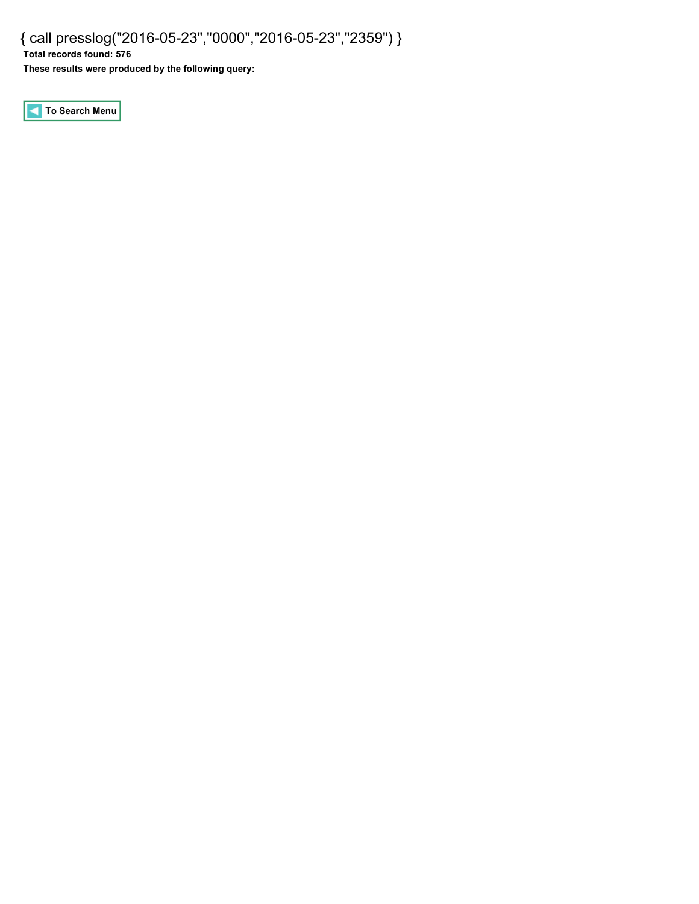{ call presslog("2016-05-23","0000","2016-05-23","2359") }

**Total records found: 576**

**These results were produced by the following query:**

**To Search Menu**